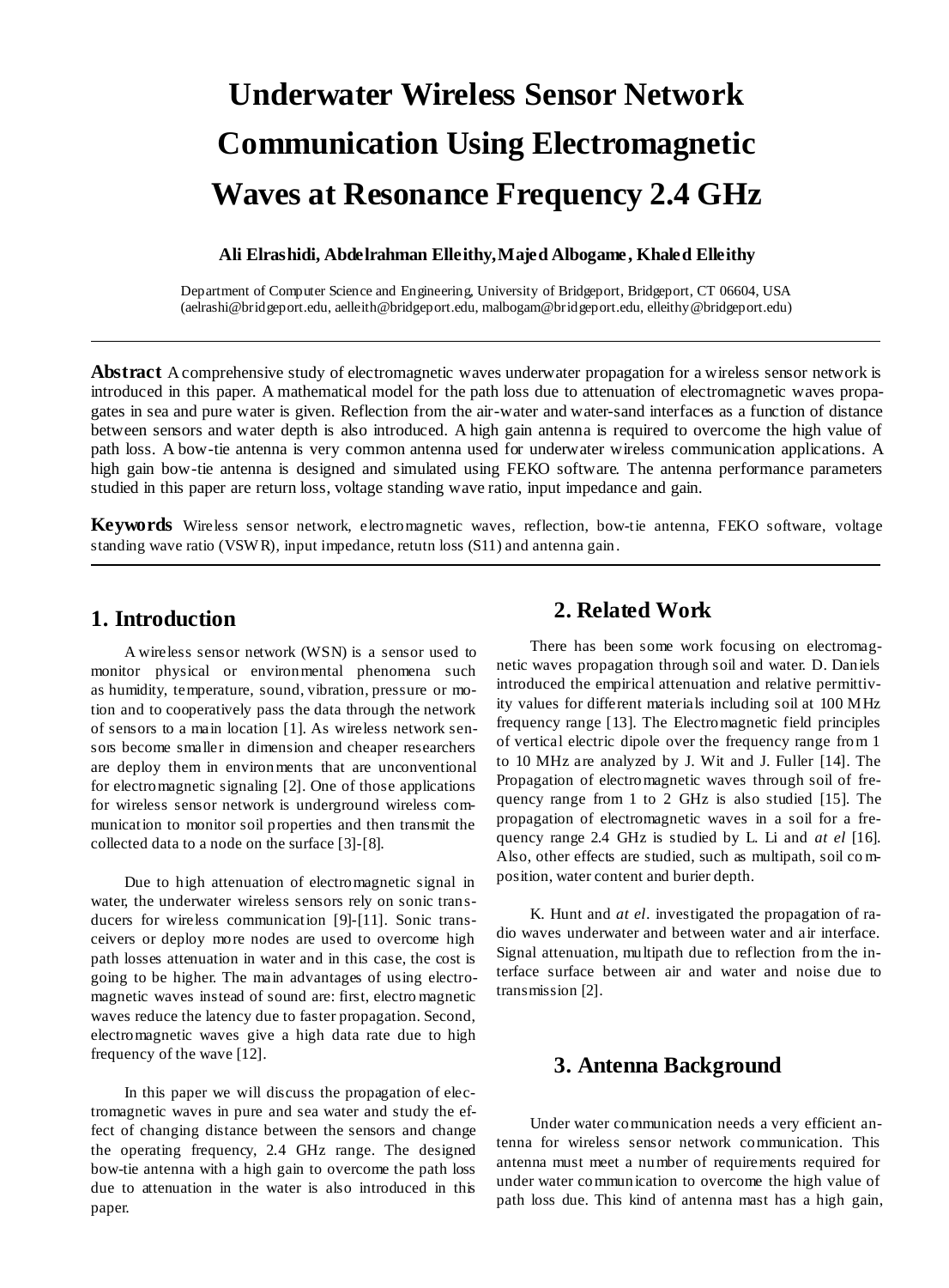# Underwater Wireless Sensor Network Communication Using Electromagnetic Waves at Resonance Frequency 2.4 GHz

**Ali Elrashidi, Abdelrahman Elleithy,Majed Albogame, Khaled Elleithy**

Department of Computer Science and Engineering, University of Bridgeport, Bridgeport, CT 06604, USA
(aelrashi@bridgeport.edu, aelleith@bridgeport.edu, malbogam@bridgeport.edu, elleithy@bridgeport.edu)

---

**Abstract** A comprehensive study of electromagnetic waves underwater propagation for a wireless sensor network is introduced in this paper. A mathematical model for the path loss due to attenuation of electromagnetic waves propagates in sea and pure water is given. Reflection from the air-water and water-sand interfaces as a function of distance between sensors and water depth is also introduced. A high gain antenna is required to overcome the high value of path loss. A bow-tie antenna is very common antenna used for underwater wireless communication applications. A high gain bow-tie antenna is designed and simulated using FEKO software. The antenna performance parameters studied in this paper are return loss, voltage standing wave ratio, input impedance and gain.

**Keywords** Wireless sensor network, electromagnetic waves, reflection, bow-tie antenna, FEKO software, voltage standing wave ratio (VSWR), input impedance, retutn loss (S11) and antenna gain.

---

## 1. Introduction

A wireless sensor network (WSN) is a sensor used to monitor physical or environmental phenomena such as humidity, temperature, sound, vibration, pressure or motion and to cooperatively pass the data through the network of sensors to a main location [1]. As wireless network sensors become smaller in dimension and cheaper researchers are deploy them in environments that are unconventional for electromagnetic signaling [2]. One of those applications for wireless sensor network is underground wireless communication to monitor soil properties and then transmit the collected data to a node on the surface [3]-[8].

Due to high attenuation of electromagnetic signal in water, the underwater wireless sensors rely on sonic transducers for wireless communication [9]-[11]. Sonic transceivers or deploy more nodes are used to overcome high path losses attenuation in water and in this case, the cost is going to be higher. The main advantages of using electromagnetic waves instead of sound are: first, electromagnetic waves reduce the latency due to faster propagation. Second, electromagnetic waves give a high data rate due to high frequency of the wave [12].

In this paper we will discuss the propagation of electromagnetic waves in pure and sea water and study the effect of changing distance between the sensors and change the operating frequency, 2.4 GHz range. The designed bow-tie antenna with a high gain to overcome the path loss due to attenuation in the water is also introduced in this paper.

## 2. Related Work

There has been some work focusing on electromagnetic waves propagation through soil and water. D. Daniels introduced the empirical attenuation and relative permittivity values for different materials including soil at 100 MHz frequency range [13]. The Electromagnetic field principles of vertical electric dipole over the frequency range from 1 to 10 MHz are analyzed by J. Wit and J. Fuller [14]. The Propagation of electromagnetic waves through soil of frequency range from 1 to 2 GHz is also studied [15]. The propagation of electromagnetic waves in a soil for a frequency range 2.4 GHz is studied by L. Li and *at el* [16]. Also, other effects are studied, such as multipath, soil composition, water content and burier depth.

K. Hunt and *at el*. investigated the propagation of radio waves underwater and between water and air interface. Signal attenuation, multipath due to reflection from the interface surface between air and water and noise due to transmission [2].

## 3. Antenna Background

Under water communication needs a very efficient antenna for wireless sensor network communication. This antenna must meet a number of requirements required for under water communication to overcome the high value of path loss due. This kind of antenna mast has a high gain,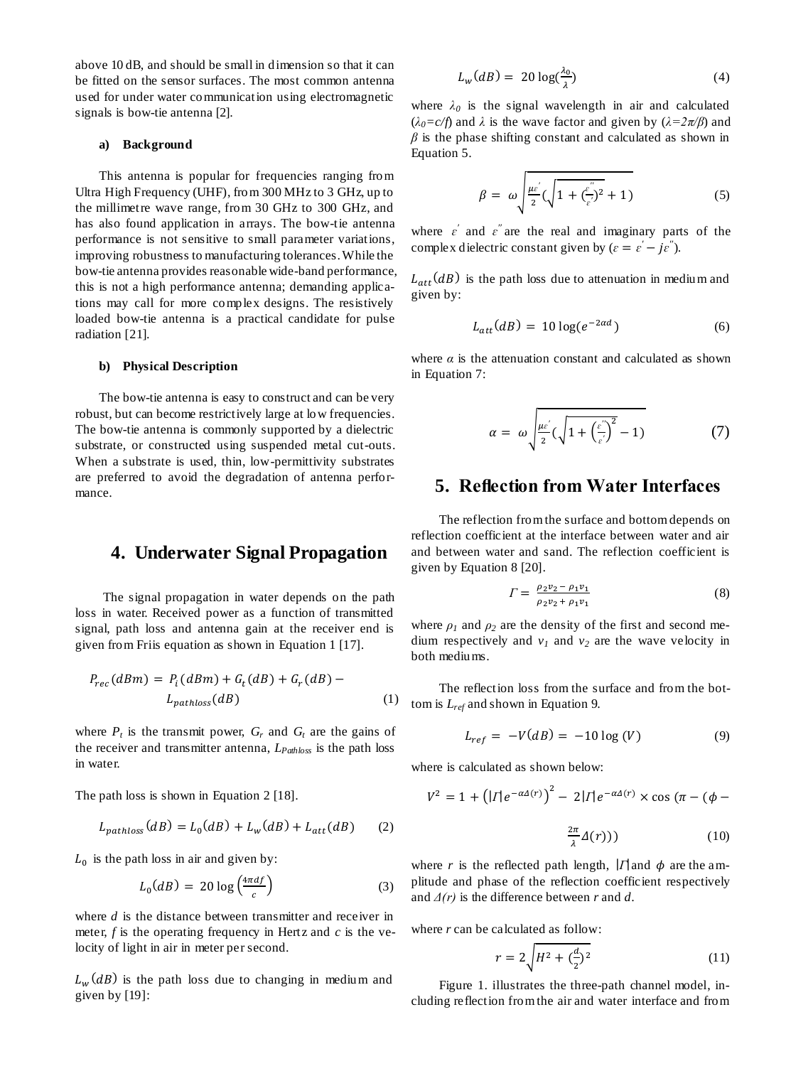above 10 dB, and should be small in dimension so that it can be fitted on the sensor surfaces. The most common antenna used for under water communication using electromagnetic signals is bow-tie antenna [2].

**a) Background**

This antenna is popular for frequencies ranging from Ultra High Frequency (UHF), from 300 MHz to 3 GHz, up to the millimetre wave range, from 30 GHz to 300 GHz, and has also found application in arrays. The bow-tie antenna performance is not sensitive to small parameter variations, improving robustness to manufacturing tolerances. While the bow-tie antenna provides reasonable wide-band performance, this is not a high performance antenna; demanding applications may call for more complex designs. The resistively loaded bow-tie antenna is a practical candidate for pulse radiation [21].

**b) Physical Description**

The bow-tie antenna is easy to construct and can be very robust, but can become restrictively large at low frequencies. The bow-tie antenna is commonly supported by a dielectric substrate, or constructed using suspended metal cut-outs. When a substrate is used, thin, low-permittivity substrates are preferred to avoid the degradation of antenna performance.

## 4. Underwater Signal Propagation

The signal propagation in water depends on the path loss in water. Received power as a function of transmitted signal, path loss and antenna gain at the receiver end is given from Friis equation as shown in Equation 1 [17].

$$P_{rec}(dBm) = P_i(dBm) + G_t(dB) + G_r(dB) - L_{pathloss}(dB) \quad (1)$$

where $P_t$ is the transmit power, $G_r$ and $G_t$ are the gains of the receiver and transmitter antenna, $L_{Pathloss}$ is the path loss in water.

The path loss is shown in Equation 2 [18].

$$L_{pathloss}(dB) = L_0(dB) + L_w(dB) + L_{att}(dB) \quad (2)$$

$L_0$ is the path loss in air and given by:

$$L_0(dB) = 20\log\left(\frac{4\pi df}{c}\right) \quad (3)$$

where $d$ is the distance between transmitter and receiver in meter, $f$ is the operating frequency in Hertz and $c$ is the velocity of light in air in meter per second.

$L_w(dB)$ is the path loss due to changing in medium and given by [19]:

$$L_w(dB) = 20\log\left(\frac{\lambda_0}{\lambda}\right) \quad (4)$$

where $\lambda_0$ is the signal wavelength in air and calculated ($\lambda_0=c/f$) and $\lambda$ is the wave factor and given by ($\lambda=2\pi/\beta$) and $\beta$ is the phase shifting constant and calculated as shown in Equation 5.

$$\beta = \omega\sqrt{\frac{\mu\varepsilon'}{2}\left(\sqrt{1+\left(\frac{\varepsilon''}{\varepsilon'}\right)^2}+1\right)} \quad (5)$$

where $\varepsilon'$ and $\varepsilon''$ are the real and imaginary parts of the complex dielectric constant given by ($\varepsilon = \varepsilon' - j\varepsilon''$).

$L_{att}(dB)$ is the path loss due to attenuation in medium and given by:

$$L_{att}(dB) = 10\log(e^{-2\alpha d}) \quad (6)$$

where $\alpha$ is the attenuation constant and calculated as shown in Equation 7:

$$\alpha = \omega\sqrt{\frac{\mu\varepsilon'}{2}\left(\sqrt{1+\left(\frac{\varepsilon''}{\varepsilon'}\right)^2}-1\right)} \quad (7)$$

## 5. Reflection from Water Interfaces

The reflection from the surface and bottom depends on reflection coefficient at the interface between water and air and between water and sand. The reflection coefficient is given by Equation 8 [20].

$$\Gamma = \frac{\rho_2 v_2 - \rho_1 v_1}{\rho_2 v_2 + \rho_1 v_1} \quad (8)$$

where $\rho_1$ and $\rho_2$ are the density of the first and second medium respectively and $v_1$ and $v_2$ are the wave velocity in both mediums.

The reflection loss from the surface and from the bottom is $L_{ref}$ and shown in Equation 9.

$$L_{ref} = -V(dB) = -10\log(V) \quad (9)$$

where is calculated as shown below:

$$V^2 = 1 + \left(|\Gamma| e^{-\alpha\Delta(r)}\right)^2 - 2|\Gamma| e^{-\alpha\Delta(r)} \times \cos\left(\pi - \left(\phi - \frac{2\pi}{\lambda}\Delta(r)\right)\right) \quad (10)$$

where $r$ is the reflected path length, $|\Gamma|$ and $\phi$ are the amplitude and phase of the reflection coefficient respectively and $\Delta(r)$ is the difference between $r$ and $d$.

where $r$ can be calculated as follow:

$$r = 2\sqrt{H^2 + \left(\frac{d}{2}\right)^2} \quad (11)$$

Figure 1. illustrates the three-path channel model, including reflection from the air and water interface and from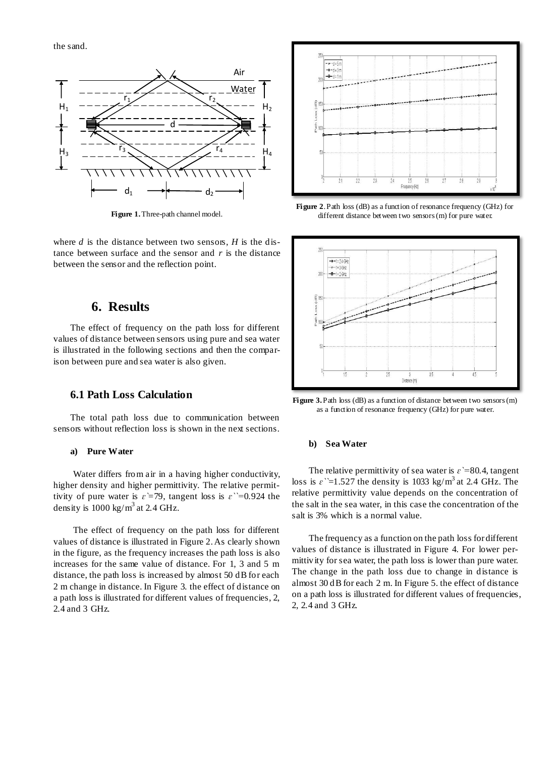the sand.

**Figure 1.** Three-path channel model.

**Figure 2**. Path loss (dB) as a function of resonance frequency (GHz) for different distance between two sensors (m) for pure water.

where *d* is the distance between two sensors, *H* is the distance between surface and the sensor and *r* is the distance between the sensor and the reflection point.

## 6. Results

The effect of frequency on the path loss for different values of distance between sensors using pure and sea water is illustrated in the following sections and then the comparison between pure and sea water is also given.

### 6.1 Path Loss Calculation

The total path loss due to communication between sensors without reflection loss is shown in the next sections.

#### a) Pure Water

Water differs from air in a having higher conductivity, higher density and higher permittivity. The relative permittivity of pure water is $\varepsilon'=79$, tangent loss is $\varepsilon''=0.924$ the density is 1000 kg/m$^3$ at 2.4 GHz.

The effect of frequency on the path loss for different values of distance is illustrated in Figure 2. As clearly shown in the figure, as the frequency increases the path loss is also increases for the same value of distance. For 1, 3 and 5 m distance, the path loss is increased by almost 50 dB for each 2 m change in distance. In Figure 3. the effect of distance on a path loss is illustrated for different values of frequencies, 2, 2.4 and 3 GHz.

**Figure 3.** Path loss (dB) as a function of distance between two sensors (m) as a function of resonance frequency (GHz) for pure water.

#### b) Sea Water

The relative permittivity of sea water is $\varepsilon'=80.4$, tangent loss is $\varepsilon''=1.527$ the density is 1033 kg/m$^3$ at 2.4 GHz. The relative permittivity value depends on the concentration of the salt in the sea water, in this case the concentration of the salt is 3% which is a normal value.

The frequency as a function on the path loss for different values of distance is illustrated in Figure 4. For lower permittivity for sea water, the path loss is lower than pure water. The change in the path loss due to change in distance is almost 30 dB for each 2 m. In Figure 5. the effect of distance on a path loss is illustrated for different values of frequencies, 2, 2.4 and 3 GHz.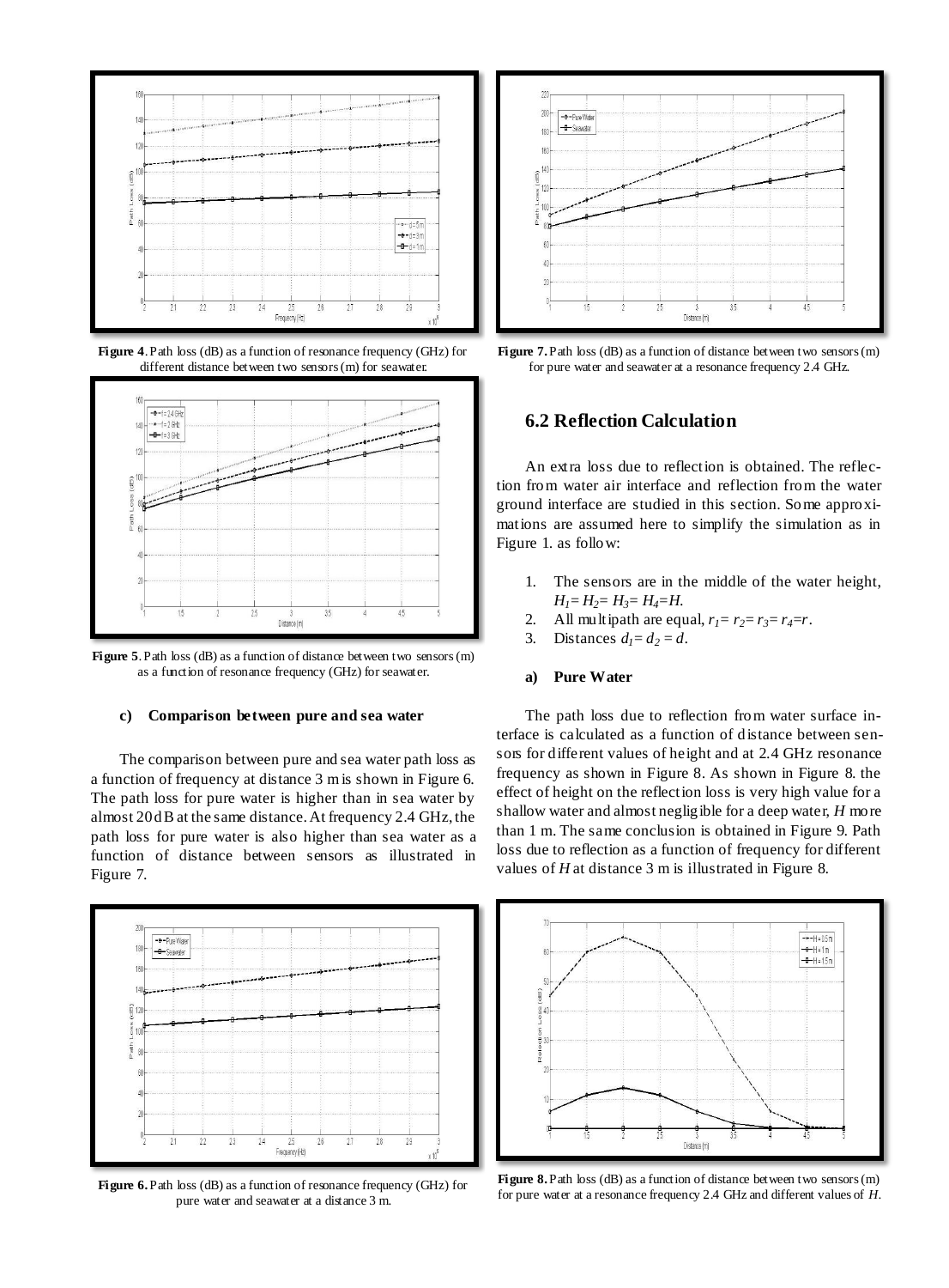**Figure 4**. Path loss (dB) as a function of resonance frequency (GHz) for different distance between two sensors (m) for seawater.

**Figure 5**. Path loss (dB) as a function of distance between two sensors (m) as a function of resonance frequency (GHz) for seawater.

#### c) Comparison between pure and sea water

The comparison between pure and sea water path loss as a function of frequency at distance 3 m is shown in Figure 6. The path loss for pure water is higher than in sea water by almost 20 dB at the same distance. At frequency 2.4 GHz, the path loss for pure water is also higher than sea water as a function of distance between sensors as illustrated in Figure 7.

**Figure 6.** Path loss (dB) as a function of resonance frequency (GHz) for pure water and seawater at a distance 3 m.

**Figure 7.** Path loss (dB) as a function of distance between two sensors (m) for pure water and seawater at a resonance frequency 2.4 GHz.

## 6.2 Reflection Calculation

An extra loss due to reflection is obtained. The reflection from water air interface and reflection from the water ground interface are studied in this section. Some approximations are assumed here to simplify the simulation as in Figure 1. as follow:

1. The sensors are in the middle of the water height, $H_1 = H_2 = H_3 = H_4 = H$.
2. All multipath are equal, $r_1 = r_2 = r_3 = r_4 = r$.
3. Distances $d_1 = d_2 = d$.

#### a) Pure Water

The path loss due to reflection from water surface interface is calculated as a function of distance between sensors for different values of height and at 2.4 GHz resonance frequency as shown in Figure 8. As shown in Figure 8. the effect of height on the reflection loss is very high value for a shallow water and almost negligible for a deep water, *H* more than 1 m. The same conclusion is obtained in Figure 9. Path loss due to reflection as a function of frequency for different values of *H* at distance 3 m is illustrated in Figure 8.

**Figure 8.** Path loss (dB) as a function of distance between two sensors (m) for pure water at a resonance frequency 2.4 GHz and different values of *H*.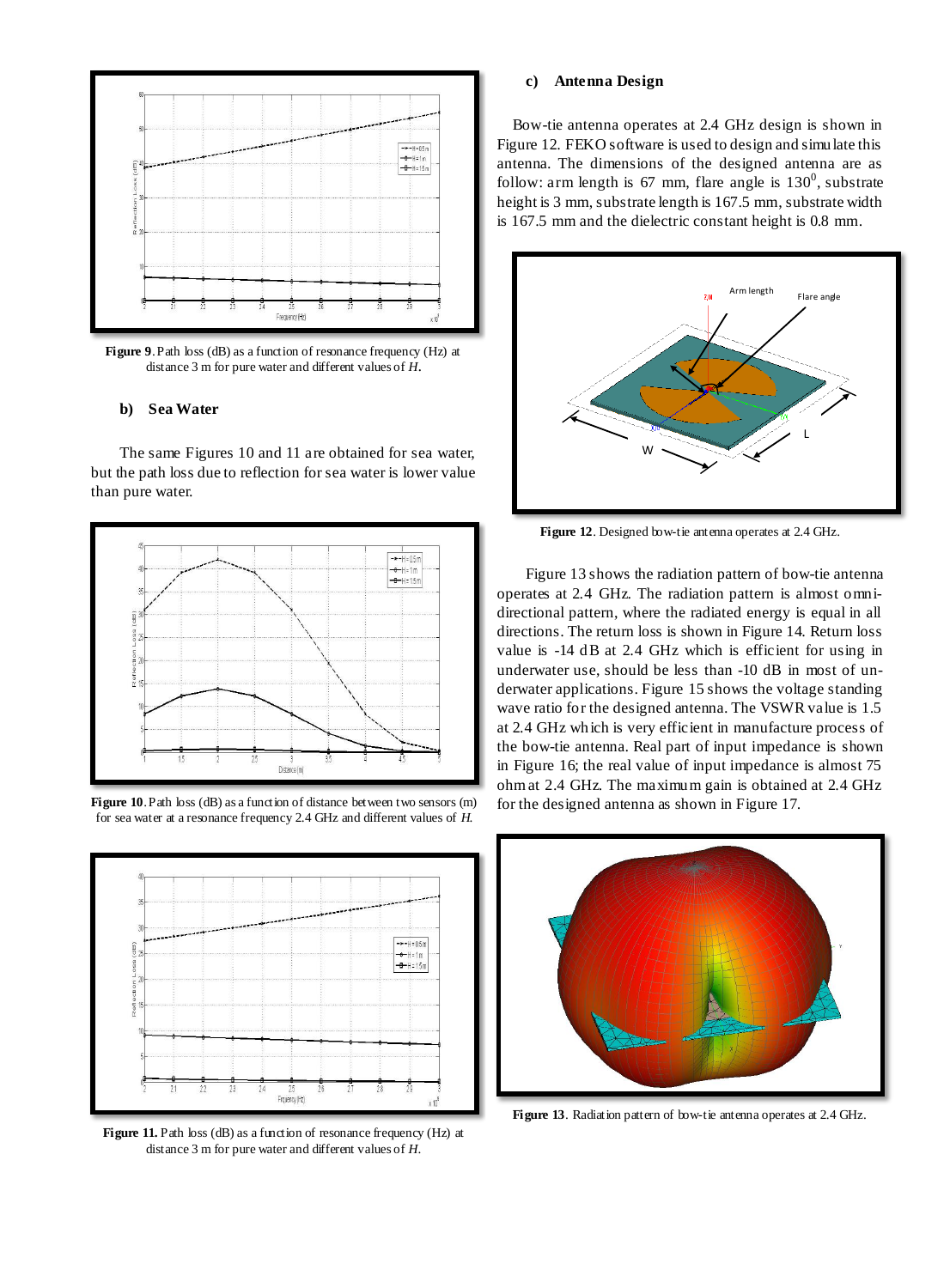Figure 9. Path loss (dB) as a function of resonance frequency (Hz) at distance 3 m for pure water and different values of *H*.

### b) Sea Water

The same Figures 10 and 11 are obtained for sea water, but the path loss due to reflection for sea water is lower value than pure water.

**Figure 10**. Path loss (dB) as a function of distance between two sensors (m) for sea water at a resonance frequency 2.4 GHz and different values of *H*.

**Figure 11.** Path loss (dB) as a function of resonance frequency (Hz) at distance 3 m for pure water and different values of *H*.

### c) Antenna Design

Bow-tie antenna operates at 2.4 GHz design is shown in Figure 12. FEKO software is used to design and simulate this antenna. The dimensions of the designed antenna are as follow: arm length is 67 mm, flare angle is $130^0$, substrate height is 3 mm, substrate length is 167.5 mm, substrate width is 167.5 mm and the dielectric constant height is 0.8 mm.

**Figure 12**. Designed bow-tie antenna operates at 2.4 GHz.

Figure 13 shows the radiation pattern of bow-tie antenna operates at 2.4 GHz. The radiation pattern is almost omni-directional pattern, where the radiated energy is equal in all directions. The return loss is shown in Figure 14. Return loss value is -14 dB at 2.4 GHz which is efficient for using in underwater use, should be less than -10 dB in most of underwater applications. Figure 15 shows the voltage standing wave ratio for the designed antenna. The VSWR value is 1.5 at 2.4 GHz which is very efficient in manufacture process of the bow-tie antenna. Real part of input impedance is shown in Figure 16; the real value of input impedance is almost 75 ohm at 2.4 GHz. The maximum gain is obtained at 2.4 GHz for the designed antenna as shown in Figure 17.

**Figure 13**. Radiation pattern of bow-tie antenna operates at 2.4 GHz.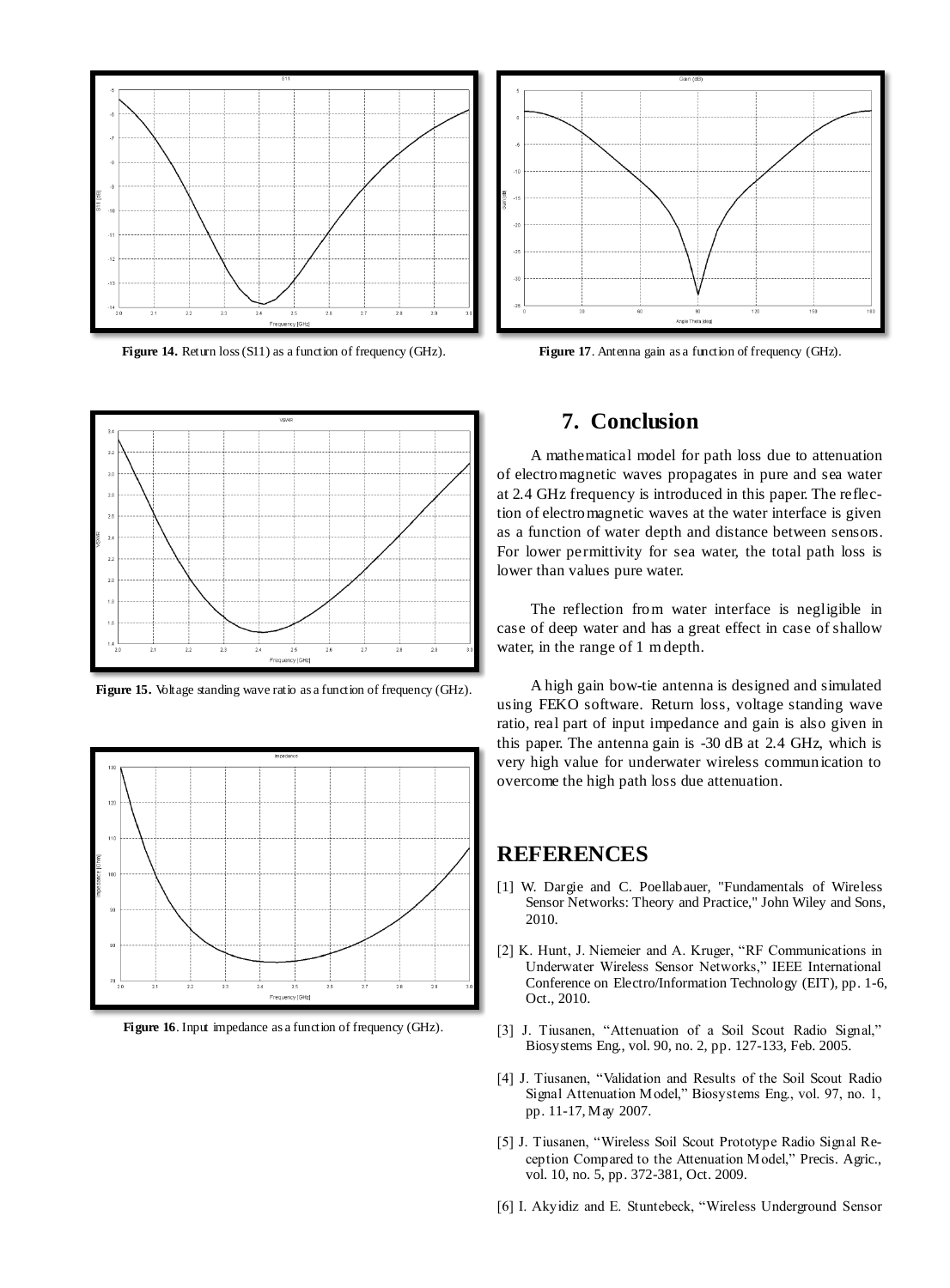Figure 14. Return loss (S11) as a function of frequency (GHz).

Figure 17. Antenna gain as a function of frequency (GHz).

Figure 15. Voltage standing wave ratio as a function of frequency (GHz).

Figure 16. Input impedance as a function of frequency (GHz).

## 7. Conclusion

A mathematical model for path loss due to attenuation of electromagnetic waves propagates in pure and sea water at 2.4 GHz frequency is introduced in this paper. The reflection of electromagnetic waves at the water interface is given as a function of water depth and distance between sensors. For lower permittivity for sea water, the total path loss is lower than values pure water.

The reflection from water interface is negligible in case of deep water and has a great effect in case of shallow water, in the range of 1 m depth.

A high gain bow-tie antenna is designed and simulated using FEKO software. Return loss, voltage standing wave ratio, real part of input impedance and gain is also given in this paper. The antenna gain is -30 dB at 2.4 GHz, which is very high value for underwater wireless communication to overcome the high path loss due attenuation.

## REFERENCES

[1] W. Dargie and C. Poellabauer, "Fundamentals of Wireless Sensor Networks: Theory and Practice," John Wiley and Sons, 2010.

[2] K. Hunt, J. Niemeier and A. Kruger, "RF Communications in Underwater Wireless Sensor Networks," IEEE International Conference on Electro/Information Technology (EIT), pp. 1-6, Oct., 2010.

[3] J. Tiusanen, "Attenuation of a Soil Scout Radio Signal," Biosystems Eng., vol. 90, no. 2, pp. 127-133, Feb. 2005.

[4] J. Tiusanen, "Validation and Results of the Soil Scout Radio Signal Attenuation Model," Biosystems Eng., vol. 97, no. 1, pp. 11-17, May 2007.

[5] J. Tiusanen, "Wireless Soil Scout Prototype Radio Signal Reception Compared to the Attenuation Model," Precis. Agric., vol. 10, no. 5, pp. 372-381, Oct. 2009.

[6] I. Akyidiz and E. Stuntebeck, "Wireless Underground Sensor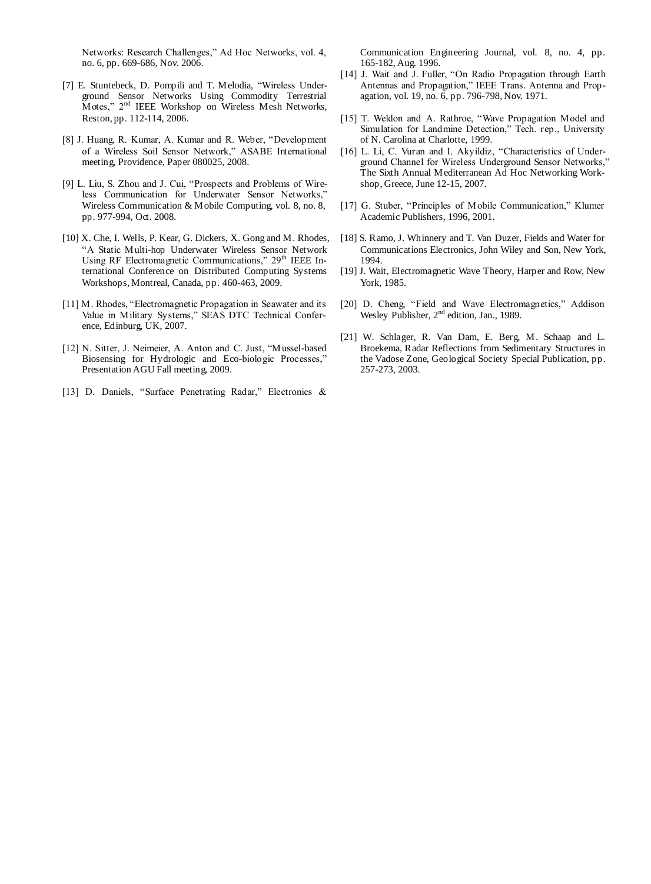Networks: Research Challenges," Ad Hoc Networks, vol. 4, no. 6, pp. 669-686, Nov. 2006.

[7] E. Stuntebeck, D. Pompili and T. Melodia, "Wireless Underground Sensor Networks Using Commodity Terrestrial Motes," 2nd IEEE Workshop on Wireless Mesh Networks, Reston, pp. 112-114, 2006.

[8] J. Huang, R. Kumar, A. Kumar and R. Weber, "Development of a Wireless Soil Sensor Network," ASABE International meeting, Providence, Paper 080025, 2008.

[9] L. Liu, S. Zhou and J. Cui, "Prospects and Problems of Wireless Communication for Underwater Sensor Networks," Wireless Communication & Mobile Computing, vol. 8, no. 8, pp. 977-994, Oct. 2008.

[10] X. Che, I. Wells, P. Kear, G. Dickers, X. Gong and M. Rhodes, "A Static Multi-hop Underwater Wireless Sensor Network Using RF Electromagnetic Communications," 29th IEEE International Conference on Distributed Computing Systems Workshops, Montreal, Canada, pp. 460-463, 2009.

[11] M. Rhodes, "Electromagnetic Propagation in Seawater and its Value in Military Systems," SEAS DTC Technical Conference, Edinburg, UK, 2007.

[12] N. Sitter, J. Neimeier, A. Anton and C. Just, "Mussel-based Biosensing for Hydrologic and Eco-biologic Processes," Presentation AGU Fall meeting, 2009.

[13] D. Daniels, "Surface Penetrating Radar," Electronics & Communication Engineering Journal, vol. 8, no. 4, pp. 165-182, Aug. 1996.

[14] J. Wait and J. Fuller, "On Radio Propagation through Earth Antennas and Propagation," IEEE Trans. Antenna and Propagation, vol. 19, no. 6, pp. 796-798, Nov. 1971.

[15] T. Weldon and A. Rathroe, "Wave Propagation Model and Simulation for Landmine Detection," Tech. rep., University of N. Carolina at Charlotte, 1999.

[16] L. Li, C. Vuran and I. Akyildiz, "Characteristics of Underground Channel for Wireless Underground Sensor Networks," The Sixth Annual Mediterranean Ad Hoc Networking Workshop, Greece, June 12-15, 2007.

[17] G. Stuber, "Principles of Mobile Communication," Klumer Academic Publishers, 1996, 2001.

[18] S. Ramo, J. Whinnery and T. Van Duzer, Fields and Water for Communications Electronics, John Wiley and Son, New York, 1994.

[19] J. Wait, Electromagnetic Wave Theory, Harper and Row, New York, 1985.

[20] D. Cheng, "Field and Wave Electromagnetics," Addison Wesley Publisher, 2nd edition, Jan., 1989.

[21] W. Schlager, R. Van Dam, E. Berg, M. Schaap and L. Broekema, Radar Reflections from Sedimentary Structures in the Vadose Zone, Geological Society Special Publication, pp. 257-273, 2003.